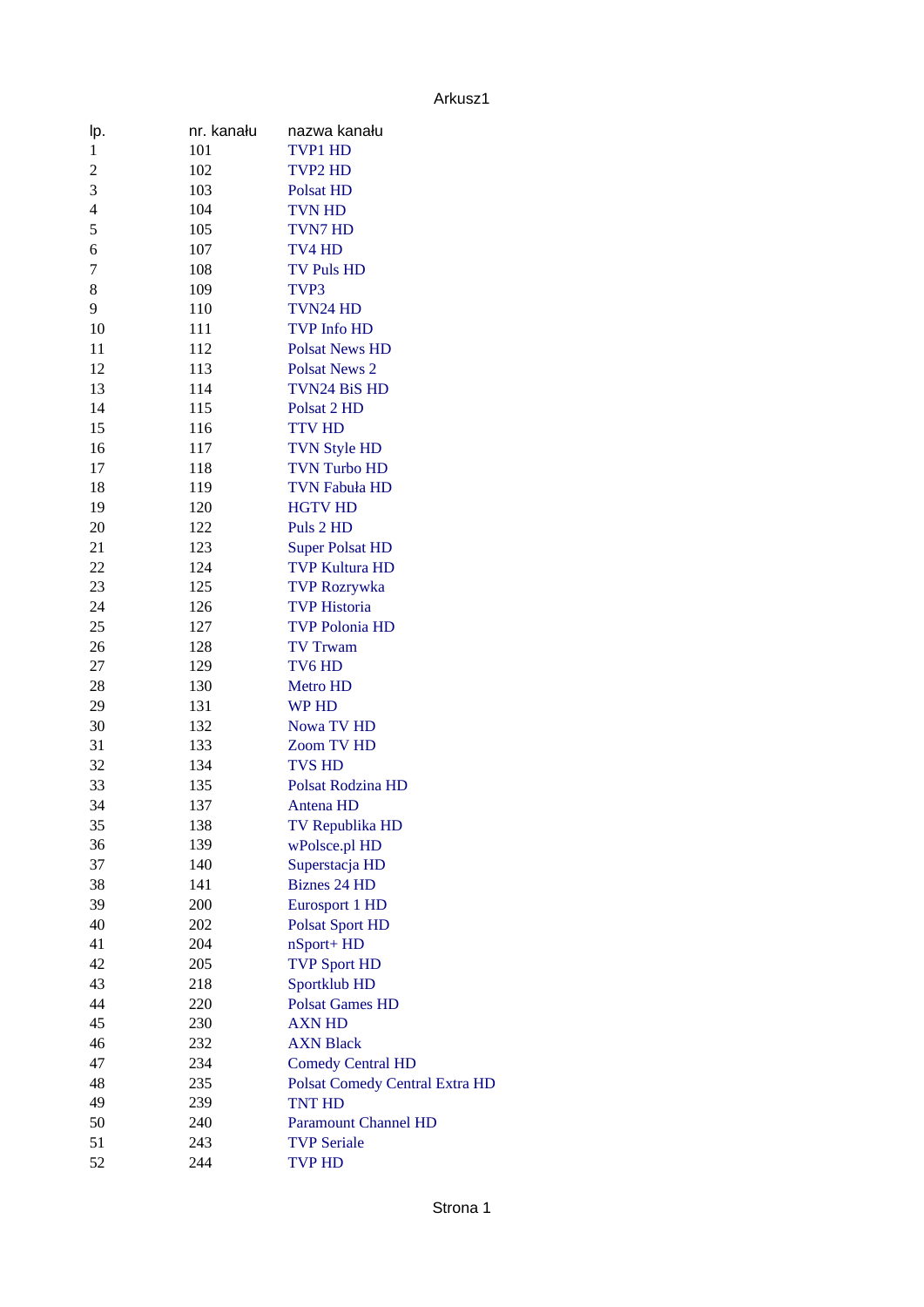Arkusz1

| lp. | nr. kanału | nazwa kanału |
| --- | --- | --- |
| 1 | 101 | TVP1 HD |
| 2 | 102 | TVP2 HD |
| 3 | 103 | Polsat HD |
| 4 | 104 | TVN HD |
| 5 | 105 | TVN7 HD |
| 6 | 107 | TV4 HD |
| 7 | 108 | TV Puls HD |
| 8 | 109 | TVP3 |
| 9 | 110 | TVN24 HD |
| 10 | 111 | TVP Info HD |
| 11 | 112 | Polsat News HD |
| 12 | 113 | Polsat News 2 |
| 13 | 114 | TVN24 BiS HD |
| 14 | 115 | Polsat 2 HD |
| 15 | 116 | TTV HD |
| 16 | 117 | TVN Style HD |
| 17 | 118 | TVN Turbo HD |
| 18 | 119 | TVN Fabuła HD |
| 19 | 120 | HGTV HD |
| 20 | 122 | Puls 2 HD |
| 21 | 123 | Super Polsat HD |
| 22 | 124 | TVP Kultura HD |
| 23 | 125 | TVP Rozrywka |
| 24 | 126 | TVP Historia |
| 25 | 127 | TVP Polonia HD |
| 26 | 128 | TV Trwam |
| 27 | 129 | TV6 HD |
| 28 | 130 | Metro HD |
| 29 | 131 | WP HD |
| 30 | 132 | Nowa TV HD |
| 31 | 133 | Zoom TV HD |
| 32 | 134 | TVS HD |
| 33 | 135 | Polsat Rodzina HD |
| 34 | 137 | Antena HD |
| 35 | 138 | TV Republika HD |
| 36 | 139 | wPolsce.pl HD |
| 37 | 140 | Superstacja HD |
| 38 | 141 | Biznes 24 HD |
| 39 | 200 | Eurosport 1 HD |
| 40 | 202 | Polsat Sport HD |
| 41 | 204 | nSport+ HD |
| 42 | 205 | TVP Sport HD |
| 43 | 218 | Sportklub HD |
| 44 | 220 | Polsat Games HD |
| 45 | 230 | AXN HD |
| 46 | 232 | AXN Black |
| 47 | 234 | Comedy Central HD |
| 48 | 235 | Polsat Comedy Central Extra HD |
| 49 | 239 | TNT HD |
| 50 | 240 | Paramount Channel HD |
| 51 | 243 | TVP Seriale |
| 52 | 244 | TVP HD |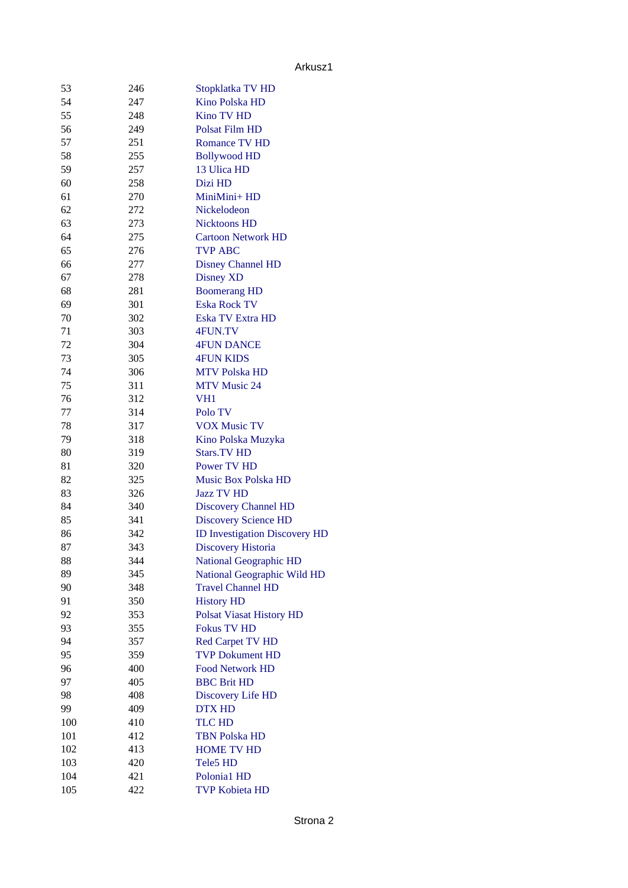| | | |
|---|---|---|
| 53 | 246 | Stopklatka TV HD |
| 54 | 247 | Kino Polska HD |
| 55 | 248 | Kino TV HD |
| 56 | 249 | Polsat Film HD |
| 57 | 251 | Romance TV HD |
| 58 | 255 | Bollywood HD |
| 59 | 257 | 13 Ulica HD |
| 60 | 258 | Dizi HD |
| 61 | 270 | MiniMini+ HD |
| 62 | 272 | Nickelodeon |
| 63 | 273 | Nicktoons HD |
| 64 | 275 | Cartoon Network HD |
| 65 | 276 | TVP ABC |
| 66 | 277 | Disney Channel HD |
| 67 | 278 | Disney XD |
| 68 | 281 | Boomerang HD |
| 69 | 301 | Eska Rock TV |
| 70 | 302 | Eska TV Extra HD |
| 71 | 303 | 4FUN.TV |
| 72 | 304 | 4FUN DANCE |
| 73 | 305 | 4FUN KIDS |
| 74 | 306 | MTV Polska HD |
| 75 | 311 | MTV Music 24 |
| 76 | 312 | VH1 |
| 77 | 314 | Polo TV |
| 78 | 317 | VOX Music TV |
| 79 | 318 | Kino Polska Muzyka |
| 80 | 319 | Stars.TV HD |
| 81 | 320 | Power TV HD |
| 82 | 325 | Music Box Polska HD |
| 83 | 326 | Jazz TV HD |
| 84 | 340 | Discovery Channel HD |
| 85 | 341 | Discovery Science HD |
| 86 | 342 | ID Investigation Discovery HD |
| 87 | 343 | Discovery Historia |
| 88 | 344 | National Geographic HD |
| 89 | 345 | National Geographic Wild HD |
| 90 | 348 | Travel Channel HD |
| 91 | 350 | History HD |
| 92 | 353 | Polsat Viasat History HD |
| 93 | 355 | Fokus TV HD |
| 94 | 357 | Red Carpet TV HD |
| 95 | 359 | TVP Dokument HD |
| 96 | 400 | Food Network HD |
| 97 | 405 | BBC Brit HD |
| 98 | 408 | Discovery Life HD |
| 99 | 409 | DTX HD |
| 100 | 410 | TLC HD |
| 101 | 412 | TBN Polska HD |
| 102 | 413 | HOME TV HD |
| 103 | 420 | Tele5 HD |
| 104 | 421 | Polonia1 HD |
| 105 | 422 | TVP Kobieta HD |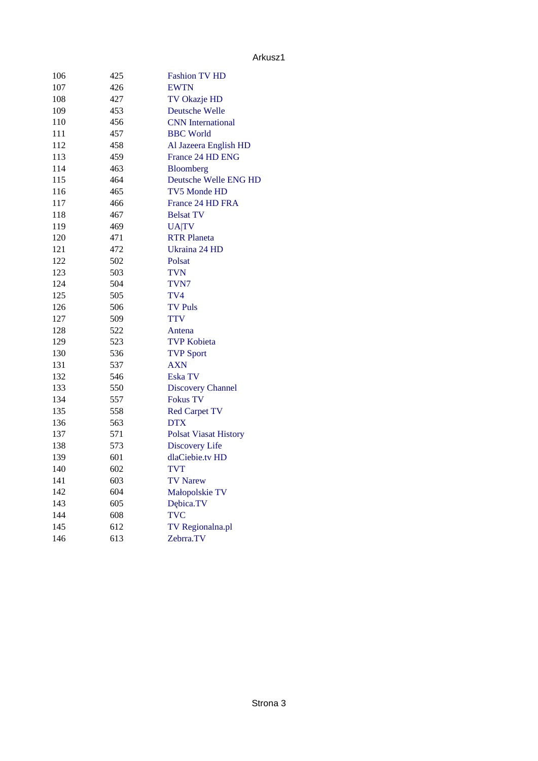| | | |
|---|---|---|
| 106 | 425 | Fashion TV HD |
| 107 | 426 | EWTN |
| 108 | 427 | TV Okazje HD |
| 109 | 453 | Deutsche Welle |
| 110 | 456 | CNN International |
| 111 | 457 | BBC World |
| 112 | 458 | Al Jazeera English HD |
| 113 | 459 | France 24 HD ENG |
| 114 | 463 | Bloomberg |
| 115 | 464 | Deutsche Welle ENG HD |
| 116 | 465 | TV5 Monde HD |
| 117 | 466 | France 24 HD FRA |
| 118 | 467 | Belsat TV |
| 119 | 469 | UA\|TV |
| 120 | 471 | RTR Planeta |
| 121 | 472 | Ukraina 24 HD |
| 122 | 502 | Polsat |
| 123 | 503 | TVN |
| 124 | 504 | TVN7 |
| 125 | 505 | TV4 |
| 126 | 506 | TV Puls |
| 127 | 509 | TTV |
| 128 | 522 | Antena |
| 129 | 523 | TVP Kobieta |
| 130 | 536 | TVP Sport |
| 131 | 537 | AXN |
| 132 | 546 | Eska TV |
| 133 | 550 | Discovery Channel |
| 134 | 557 | Fokus TV |
| 135 | 558 | Red Carpet TV |
| 136 | 563 | DTX |
| 137 | 571 | Polsat Viasat History |
| 138 | 573 | Discovery Life |
| 139 | 601 | dlaCiebie.tv HD |
| 140 | 602 | TVT |
| 141 | 603 | TV Narew |
| 142 | 604 | Małopolskie TV |
| 143 | 605 | Dębica.TV |
| 144 | 608 | TVC |
| 145 | 612 | TV Regionalna.pl |
| 146 | 613 | Zebrra.TV |